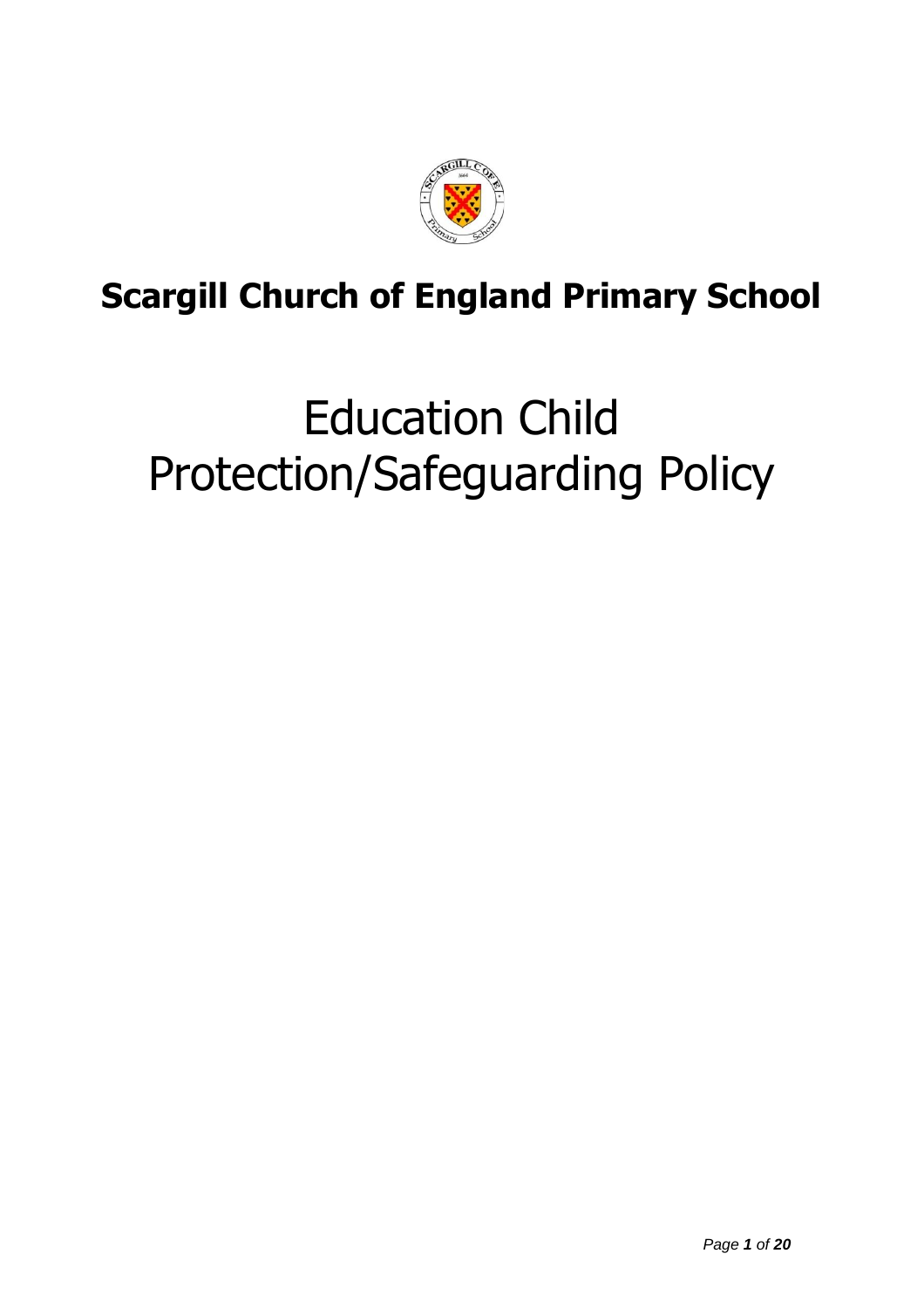# Scargill Church of England Primary School

# Education Child Protection/Safeguarding Policy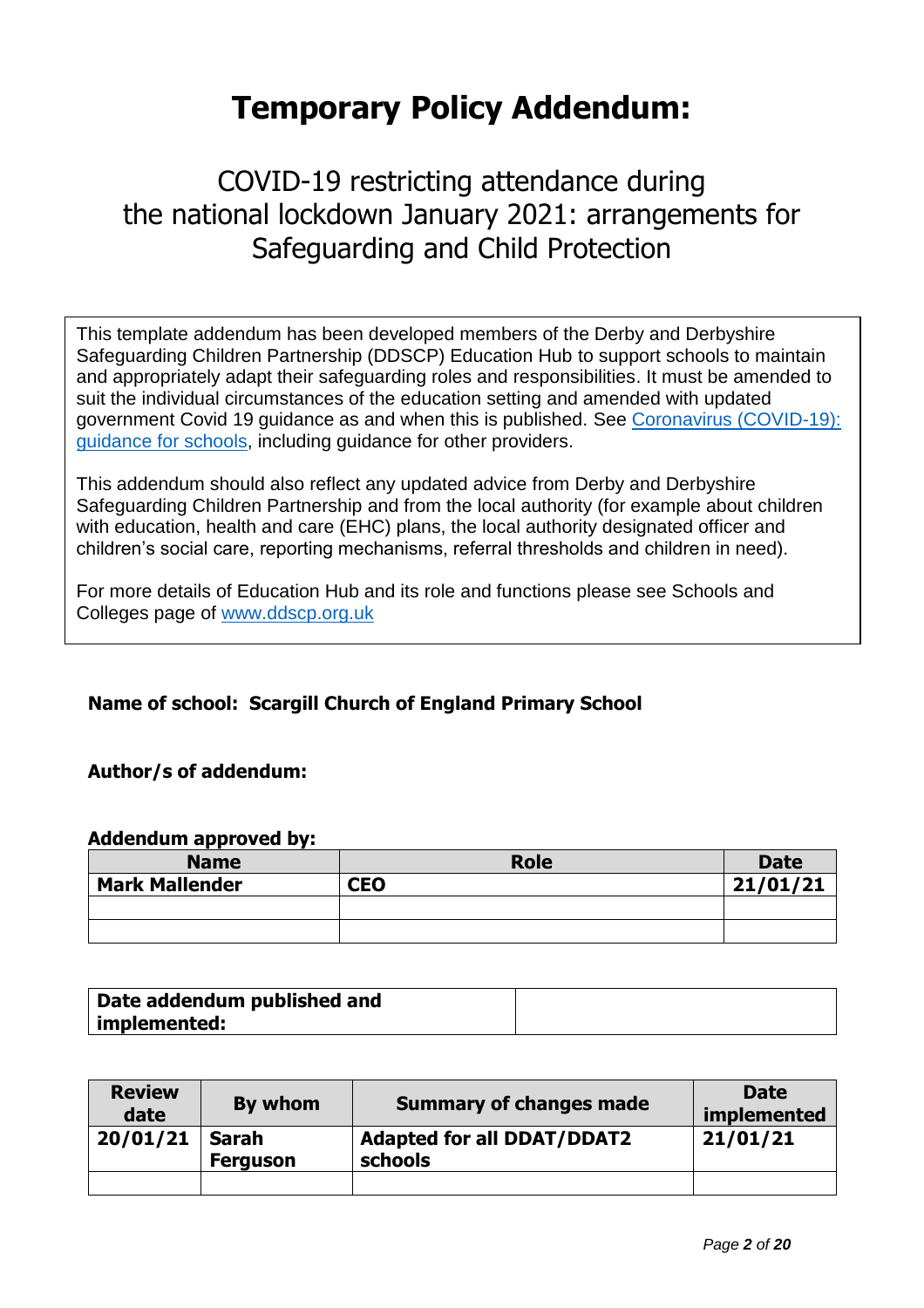# Temporary Policy Addendum:

## COVID-19 restricting attendance during the national lockdown January 2021: arrangements for Safeguarding and Child Protection

This template addendum has been developed members of the Derby and Derbyshire Safeguarding Children Partnership (DDSCP) Education Hub to support schools to maintain and appropriately adapt their safeguarding roles and responsibilities. It must be amended to suit the individual circumstances of the education setting and amended with updated government Covid 19 guidance as and when this is published. See [Coronavirus (COVID-19): guidance for schools](), including guidance for other providers.

This addendum should also reflect any updated advice from Derby and Derbyshire Safeguarding Children Partnership and from the local authority (for example about children with education, health and care (EHC) plans, the local authority designated officer and children's social care, reporting mechanisms, referral thresholds and children in need).

For more details of Education Hub and its role and functions please see Schools and Colleges page of [www.ddscp.org.uk]()

**Name of school: Scargill Church of England Primary School**

**Author/s of addendum:**

**Addendum approved by:**

| Name | Role | Date |
| --- | --- | --- |
| **Mark Mallender** | **CEO** | **21/01/21** |
| | | |
| | | |

| **Date addendum published and implemented:** | |
| --- | --- |

| Review date | By whom | Summary of changes made | Date implemented |
| --- | --- | --- | --- |
| **20/01/21** | **Sarah Ferguson** | **Adapted for all DDAT/DDAT2 schools** | **21/01/21** |
| | | | |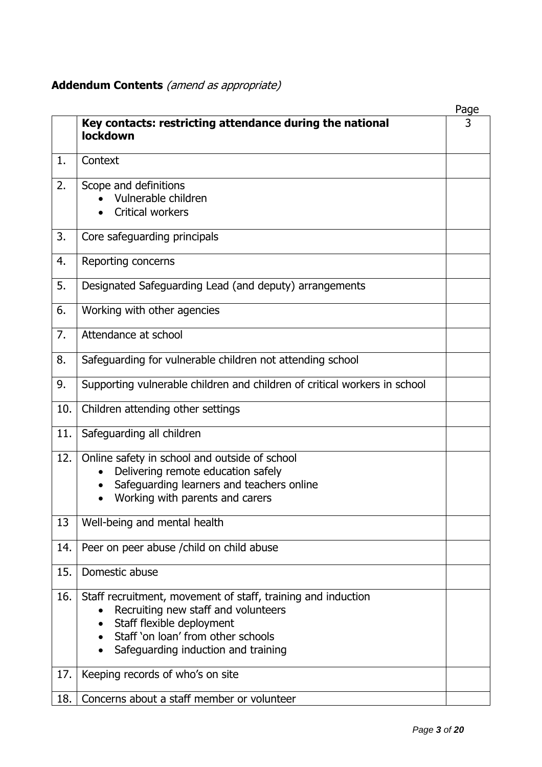**Addendum Contents** *(amend as appropriate)*

| | | Page |
|---|---|---|
| | **Key contacts: restricting attendance during the national lockdown** | 3 |
| 1. | Context | |
| 2. | Scope and definitions<br>• Vulnerable children<br>• Critical workers | |
| 3. | Core safeguarding principals | |
| 4. | Reporting concerns | |
| 5. | Designated Safeguarding Lead (and deputy) arrangements | |
| 6. | Working with other agencies | |
| 7. | Attendance at school | |
| 8. | Safeguarding for vulnerable children not attending school | |
| 9. | Supporting vulnerable children and children of critical workers in school | |
| 10. | Children attending other settings | |
| 11. | Safeguarding all children | |
| 12. | Online safety in school and outside of school<br>• Delivering remote education safely<br>• Safeguarding learners and teachers online<br>• Working with parents and carers | |
| 13 | Well-being and mental health | |
| 14. | Peer on peer abuse /child on child abuse | |
| 15. | Domestic abuse | |
| 16. | Staff recruitment, movement of staff, training and induction<br>• Recruiting new staff and volunteers<br>• Staff flexible deployment<br>• Staff 'on loan' from other schools<br>• Safeguarding induction and training | |
| 17. | Keeping records of who's on site | |
| 18. | Concerns about a staff member or volunteer | |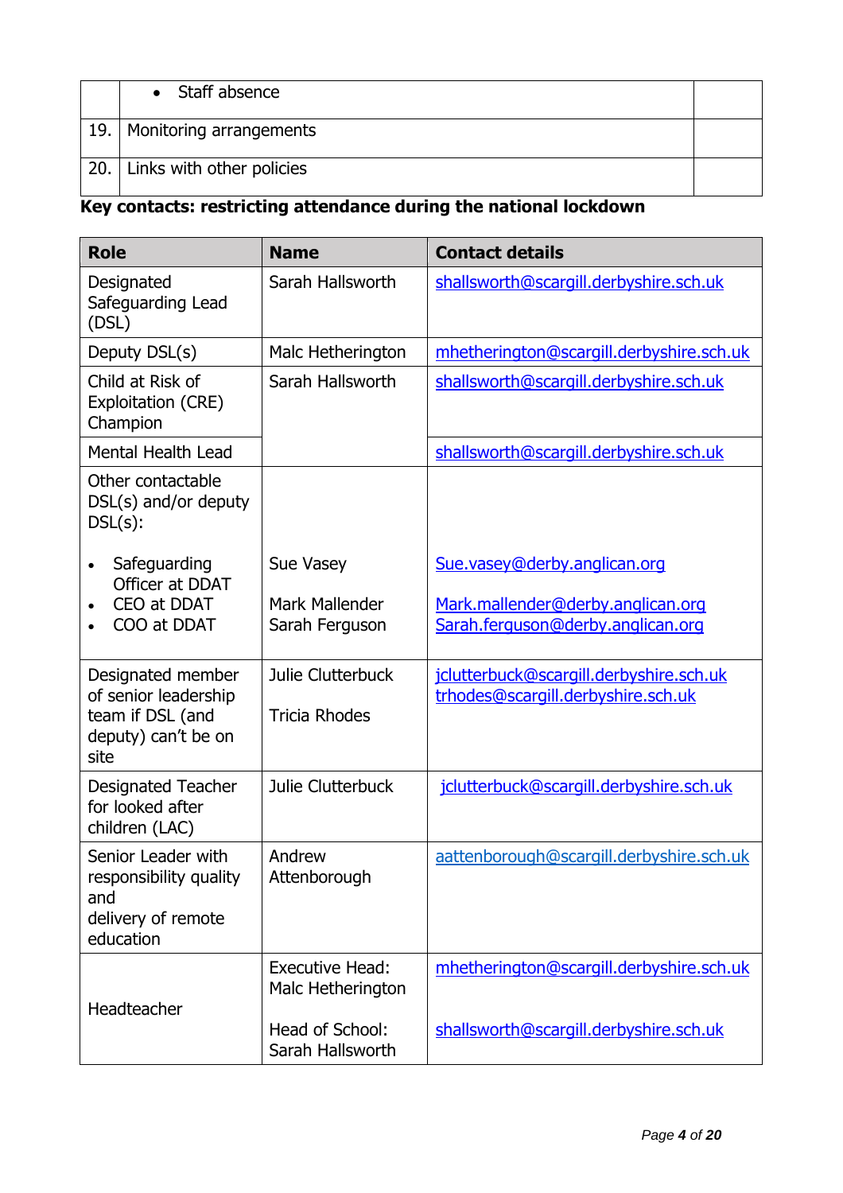| | | |
|---|---|---|
| | • Staff absence | |
| 19. | Monitoring arrangements | |
| 20. | Links with other policies | |

**Key contacts: restricting attendance during the national lockdown**

| Role | Name | Contact details |
|---|---|---|
| Designated Safeguarding Lead (DSL) | Sarah Hallsworth | shallsworth@scargill.derbyshire.sch.uk |
| Deputy DSL(s) | Malc Hetherington | mhetherington@scargill.derbyshire.sch.uk |
| Child at Risk of Exploitation (CRE) Champion | Sarah Hallsworth | shallsworth@scargill.derbyshire.sch.uk |
| Mental Health Lead | | shallsworth@scargill.derbyshire.sch.uk |
| Other contactable DSL(s) and/or deputy DSL(s):<br><br>• Safeguarding Officer at DDAT<br>• CEO at DDAT<br>• COO at DDAT | <br><br><br>Sue Vasey<br><br>Mark Mallender<br>Sarah Ferguson | <br><br><br>Sue.vasey@derby.anglican.org<br><br>Mark.mallender@derby.anglican.org<br>Sarah.ferguson@derby.anglican.org |
| Designated member of senior leadership team if DSL (and deputy) can't be on site | Julie Clutterbuck<br><br>Tricia Rhodes | jclutterbuck@scargill.derbyshire.sch.uk<br>trhodes@scargill.derbyshire.sch.uk |
| Designated Teacher for looked after children (LAC) | Julie Clutterbuck | jclutterbuck@scargill.derbyshire.sch.uk |
| Senior Leader with responsibility quality and delivery of remote education | Andrew Attenborough | aattenborough@scargill.derbyshire.sch.uk |
| Headteacher | Executive Head: Malc Hetherington<br><br>Head of School: Sarah Hallsworth | mhetherington@scargill.derbyshire.sch.uk<br><br>shallsworth@scargill.derbyshire.sch.uk |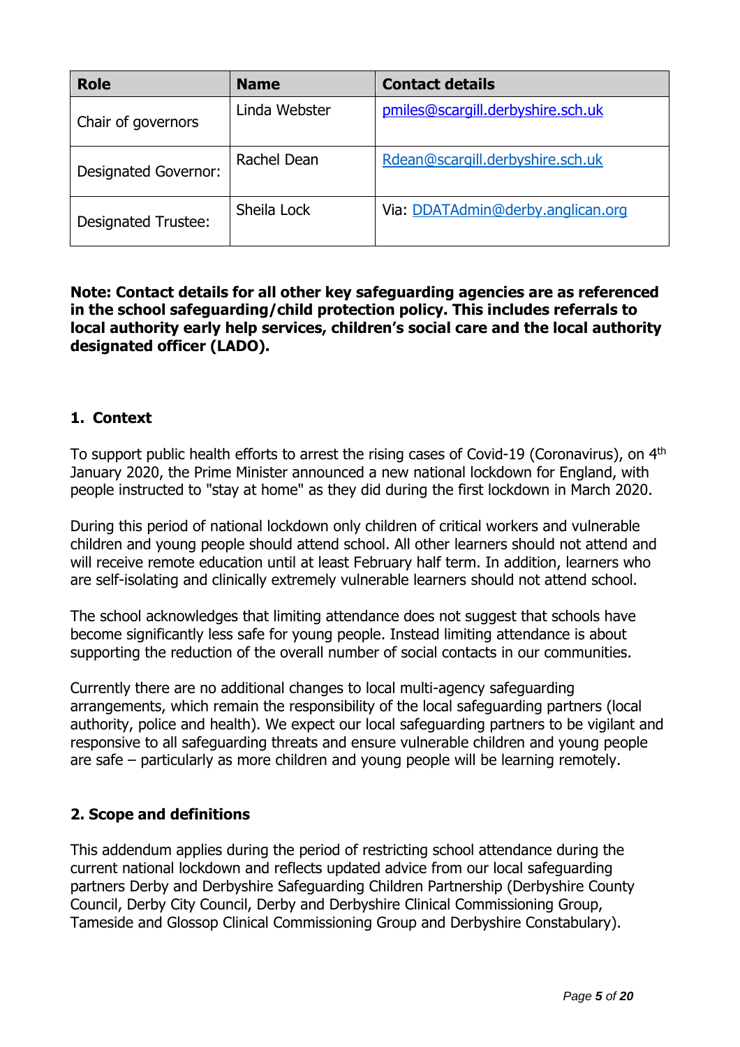| Role | Name | Contact details |
|---|---|---|
| Chair of governors | Linda Webster | pmiles@scargill.derbyshire.sch.uk |
| Designated Governor: | Rachel Dean | Rdean@scargill.derbyshire.sch.uk |
| Designated Trustee: | Sheila Lock | Via: DDATAdmin@derby.anglican.org |

**Note: Contact details for all other key safeguarding agencies are as referenced in the school safeguarding/child protection policy. This includes referrals to local authority early help services, children's social care and the local authority designated officer (LADO).**

## 1. Context

To support public health efforts to arrest the rising cases of Covid-19 (Coronavirus), on 4th January 2020, the Prime Minister announced a new national lockdown for England, with people instructed to "stay at home" as they did during the first lockdown in March 2020.

During this period of national lockdown only children of critical workers and vulnerable children and young people should attend school. All other learners should not attend and will receive remote education until at least February half term. In addition, learners who are self-isolating and clinically extremely vulnerable learners should not attend school.

The school acknowledges that limiting attendance does not suggest that schools have become significantly less safe for young people. Instead limiting attendance is about supporting the reduction of the overall number of social contacts in our communities.

Currently there are no additional changes to local multi-agency safeguarding arrangements, which remain the responsibility of the local safeguarding partners (local authority, police and health). We expect our local safeguarding partners to be vigilant and responsive to all safeguarding threats and ensure vulnerable children and young people are safe – particularly as more children and young people will be learning remotely.

## 2. Scope and definitions

This addendum applies during the period of restricting school attendance during the current national lockdown and reflects updated advice from our local safeguarding partners Derby and Derbyshire Safeguarding Children Partnership (Derbyshire County Council, Derby City Council, Derby and Derbyshire Clinical Commissioning Group, Tameside and Glossop Clinical Commissioning Group and Derbyshire Constabulary).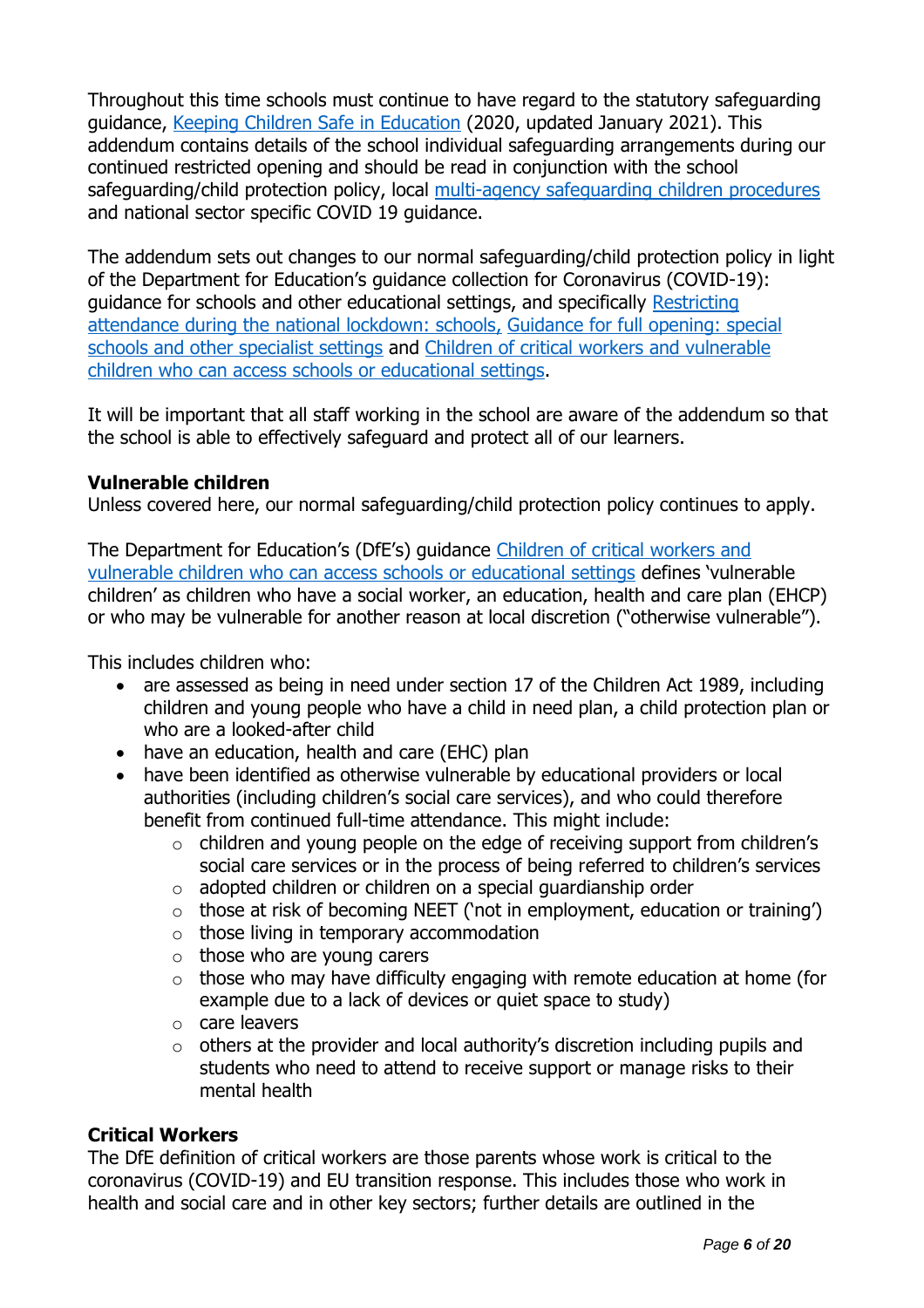Throughout this time schools must continue to have regard to the statutory safeguarding guidance, Keeping Children Safe in Education (2020, updated January 2021). This addendum contains details of the school individual safeguarding arrangements during our continued restricted opening and should be read in conjunction with the school safeguarding/child protection policy, local multi-agency safeguarding children procedures and national sector specific COVID 19 guidance.

The addendum sets out changes to our normal safeguarding/child protection policy in light of the Department for Education's guidance collection for Coronavirus (COVID-19): guidance for schools and other educational settings, and specifically Restricting attendance during the national lockdown: schools, Guidance for full opening: special schools and other specialist settings and Children of critical workers and vulnerable children who can access schools or educational settings.

It will be important that all staff working in the school are aware of the addendum so that the school is able to effectively safeguard and protect all of our learners.

**Vulnerable children**

Unless covered here, our normal safeguarding/child protection policy continues to apply.

The Department for Education's (DfE's) guidance Children of critical workers and vulnerable children who can access schools or educational settings defines 'vulnerable children' as children who have a social worker, an education, health and care plan (EHCP) or who may be vulnerable for another reason at local discretion ("otherwise vulnerable").

This includes children who:

- are assessed as being in need under section 17 of the Children Act 1989, including children and young people who have a child in need plan, a child protection plan or who are a looked-after child
- have an education, health and care (EHC) plan
- have been identified as otherwise vulnerable by educational providers or local authorities (including children's social care services), and who could therefore benefit from continued full-time attendance. This might include:
    - children and young people on the edge of receiving support from children's social care services or in the process of being referred to children's services
    - adopted children or children on a special guardianship order
    - those at risk of becoming NEET ('not in employment, education or training')
    - those living in temporary accommodation
    - those who are young carers
    - those who may have difficulty engaging with remote education at home (for example due to a lack of devices or quiet space to study)
    - care leavers
    - others at the provider and local authority's discretion including pupils and students who need to attend to receive support or manage risks to their mental health

**Critical Workers**

The DfE definition of critical workers are those parents whose work is critical to the coronavirus (COVID-19) and EU transition response. This includes those who work in health and social care and in other key sectors; further details are outlined in the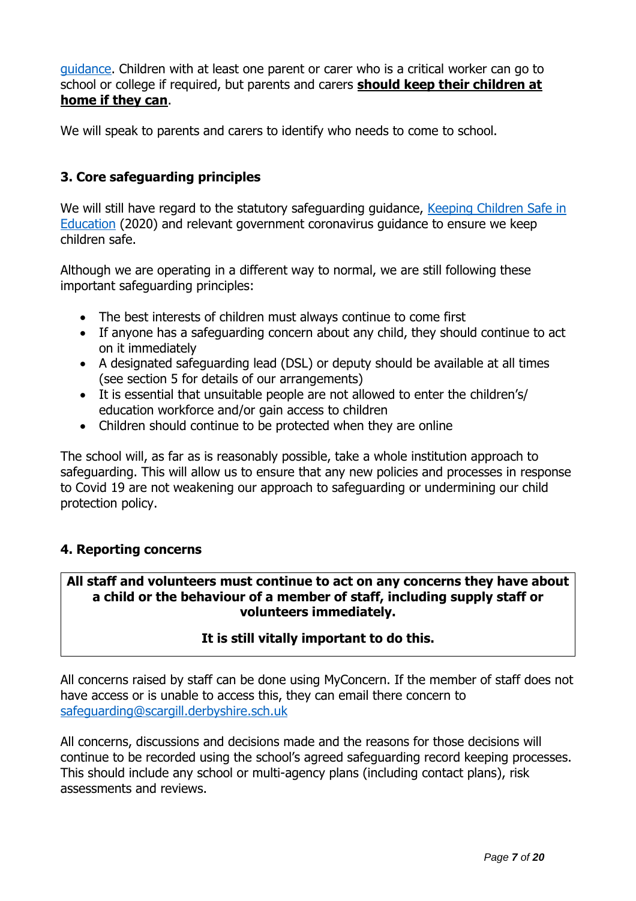guidance. Children with at least one parent or carer who is a critical worker can go to school or college if required, but parents and carers **should keep their children at home if they can**.

We will speak to parents and carers to identify who needs to come to school.

### 3. Core safeguarding principles

We will still have regard to the statutory safeguarding guidance, Keeping Children Safe in Education (2020) and relevant government coronavirus guidance to ensure we keep children safe.

Although we are operating in a different way to normal, we are still following these important safeguarding principles:

- The best interests of children must always continue to come first
- If anyone has a safeguarding concern about any child, they should continue to act on it immediately
- A designated safeguarding lead (DSL) or deputy should be available at all times (see section 5 for details of our arrangements)
- It is essential that unsuitable people are not allowed to enter the children's/ education workforce and/or gain access to children
- Children should continue to be protected when they are online

The school will, as far as is reasonably possible, take a whole institution approach to safeguarding. This will allow us to ensure that any new policies and processes in response to Covid 19 are not weakening our approach to safeguarding or undermining our child protection policy.

### 4. Reporting concerns

**All staff and volunteers must continue to act on any concerns they have about a child or the behaviour of a member of staff, including supply staff or volunteers immediately.**

**It is still vitally important to do this.**

All concerns raised by staff can be done using MyConcern. If the member of staff does not have access or is unable to access this, they can email there concern to safeguarding@scargill.derbyshire.sch.uk

All concerns, discussions and decisions made and the reasons for those decisions will continue to be recorded using the school's agreed safeguarding record keeping processes. This should include any school or multi-agency plans (including contact plans), risk assessments and reviews.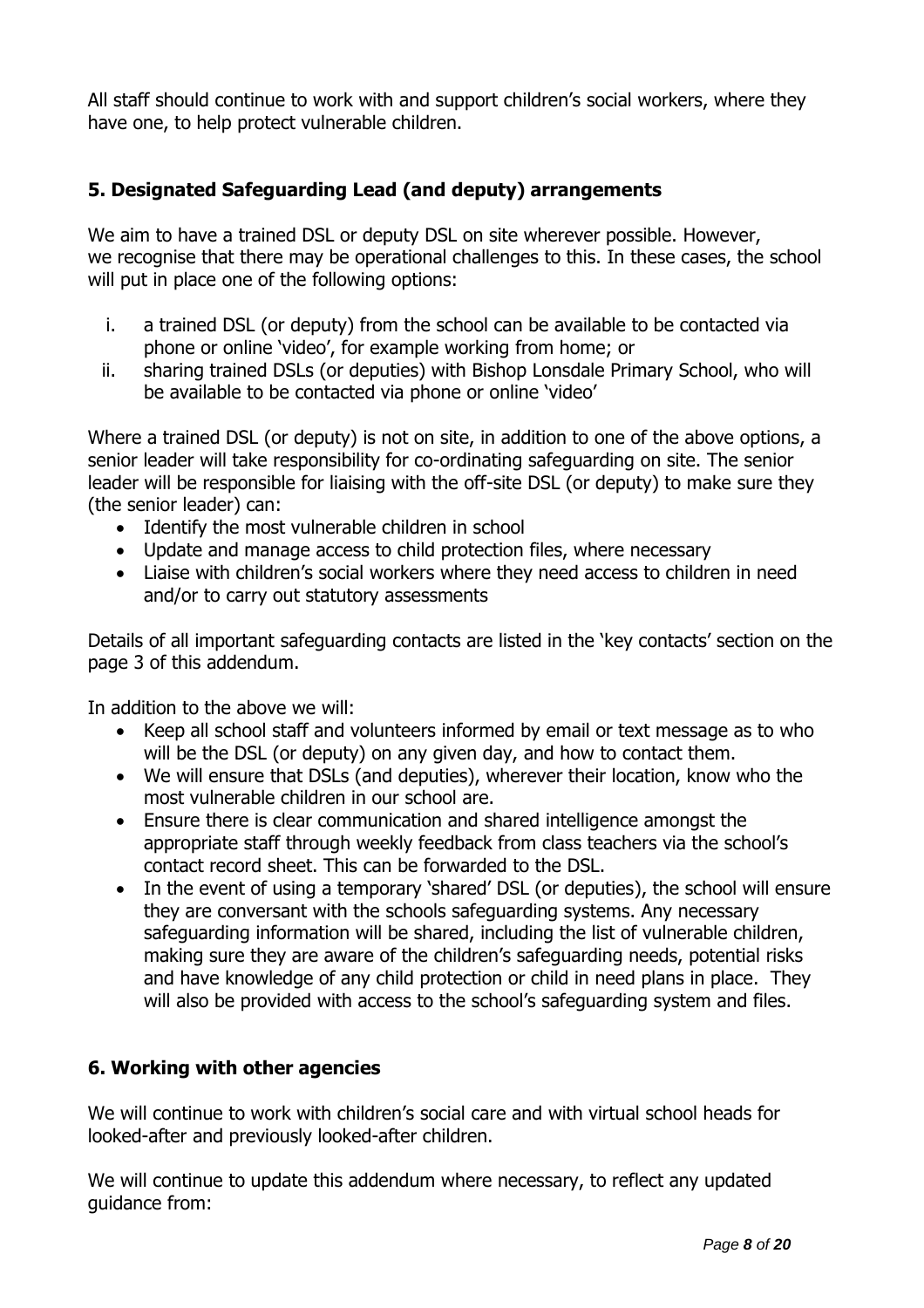All staff should continue to work with and support children's social workers, where they have one, to help protect vulnerable children.

## 5. Designated Safeguarding Lead (and deputy) arrangements

We aim to have a trained DSL or deputy DSL on site wherever possible. However, we recognise that there may be operational challenges to this. In these cases, the school will put in place one of the following options:

i. a trained DSL (or deputy) from the school can be available to be contacted via phone or online 'video', for example working from home; or
ii. sharing trained DSLs (or deputies) with Bishop Lonsdale Primary School, who will be available to be contacted via phone or online 'video'

Where a trained DSL (or deputy) is not on site, in addition to one of the above options, a senior leader will take responsibility for co-ordinating safeguarding on site. The senior leader will be responsible for liaising with the off-site DSL (or deputy) to make sure they (the senior leader) can:

- Identify the most vulnerable children in school
- Update and manage access to child protection files, where necessary
- Liaise with children's social workers where they need access to children in need and/or to carry out statutory assessments

Details of all important safeguarding contacts are listed in the 'key contacts' section on the page 3 of this addendum.

In addition to the above we will:

- Keep all school staff and volunteers informed by email or text message as to who will be the DSL (or deputy) on any given day, and how to contact them.
- We will ensure that DSLs (and deputies), wherever their location, know who the most vulnerable children in our school are.
- Ensure there is clear communication and shared intelligence amongst the appropriate staff through weekly feedback from class teachers via the school's contact record sheet. This can be forwarded to the DSL.
- In the event of using a temporary 'shared' DSL (or deputies), the school will ensure they are conversant with the schools safeguarding systems. Any necessary safeguarding information will be shared, including the list of vulnerable children, making sure they are aware of the children's safeguarding needs, potential risks and have knowledge of any child protection or child in need plans in place. They will also be provided with access to the school's safeguarding system and files.

## 6. Working with other agencies

We will continue to work with children's social care and with virtual school heads for looked-after and previously looked-after children.

We will continue to update this addendum where necessary, to reflect any updated guidance from: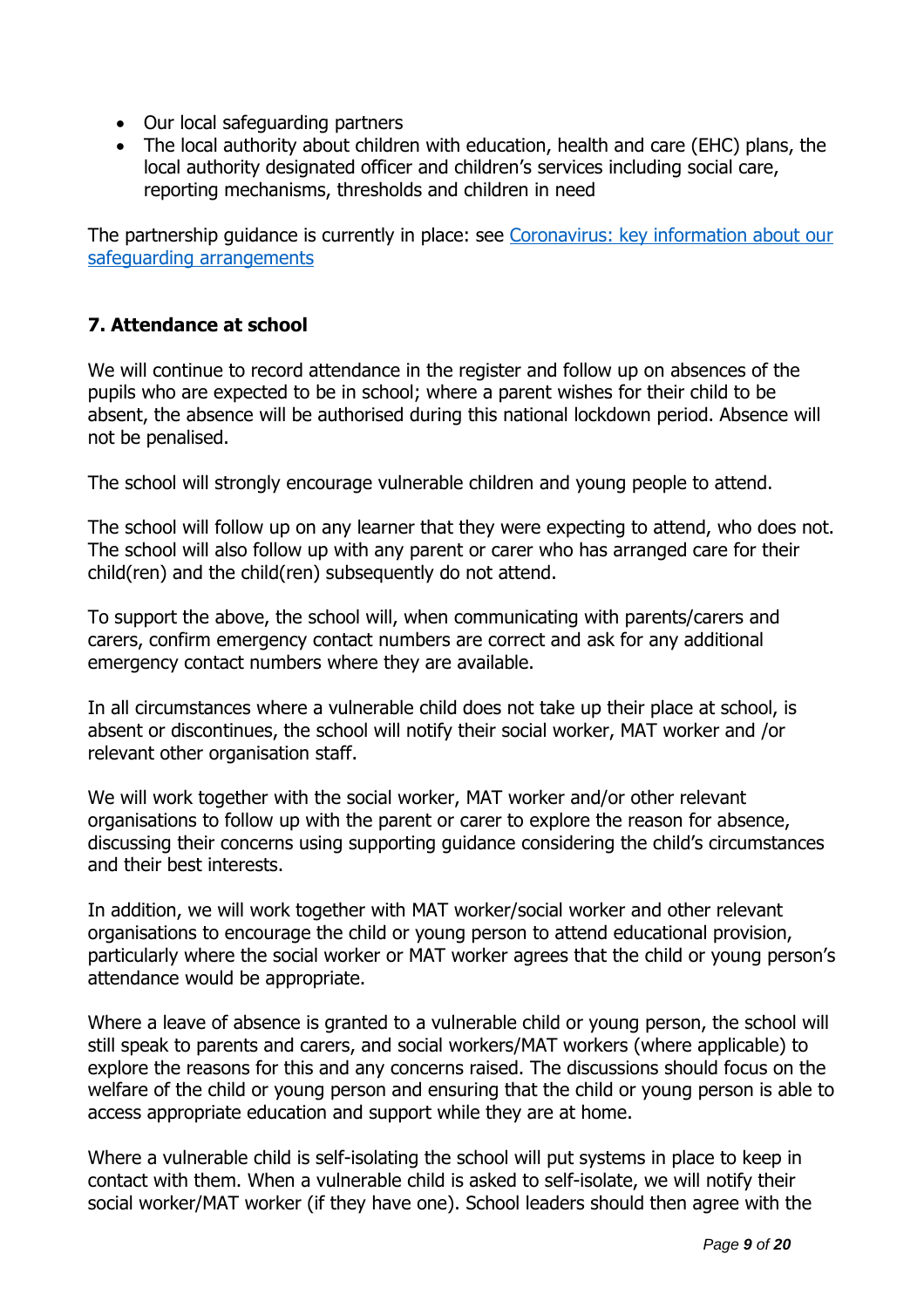- Our local safeguarding partners
- The local authority about children with education, health and care (EHC) plans, the local authority designated officer and children's services including social care, reporting mechanisms, thresholds and children in need

The partnership guidance is currently in place: see [Coronavirus: key information about our safeguarding arrangements]()

### 7. Attendance at school

We will continue to record attendance in the register and follow up on absences of the pupils who are expected to be in school; where a parent wishes for their child to be absent, the absence will be authorised during this national lockdown period. Absence will not be penalised.

The school will strongly encourage vulnerable children and young people to attend.

The school will follow up on any learner that they were expecting to attend, who does not. The school will also follow up with any parent or carer who has arranged care for their child(ren) and the child(ren) subsequently do not attend.

To support the above, the school will, when communicating with parents/carers and carers, confirm emergency contact numbers are correct and ask for any additional emergency contact numbers where they are available.

In all circumstances where a vulnerable child does not take up their place at school, is absent or discontinues, the school will notify their social worker, MAT worker and /or relevant other organisation staff.

We will work together with the social worker, MAT worker and/or other relevant organisations to follow up with the parent or carer to explore the reason for absence, discussing their concerns using supporting guidance considering the child's circumstances and their best interests.

In addition, we will work together with MAT worker/social worker and other relevant organisations to encourage the child or young person to attend educational provision, particularly where the social worker or MAT worker agrees that the child or young person's attendance would be appropriate.

Where a leave of absence is granted to a vulnerable child or young person, the school will still speak to parents and carers, and social workers/MAT workers (where applicable) to explore the reasons for this and any concerns raised. The discussions should focus on the welfare of the child or young person and ensuring that the child or young person is able to access appropriate education and support while they are at home.

Where a vulnerable child is self-isolating the school will put systems in place to keep in contact with them. When a vulnerable child is asked to self-isolate, we will notify their social worker/MAT worker (if they have one). School leaders should then agree with the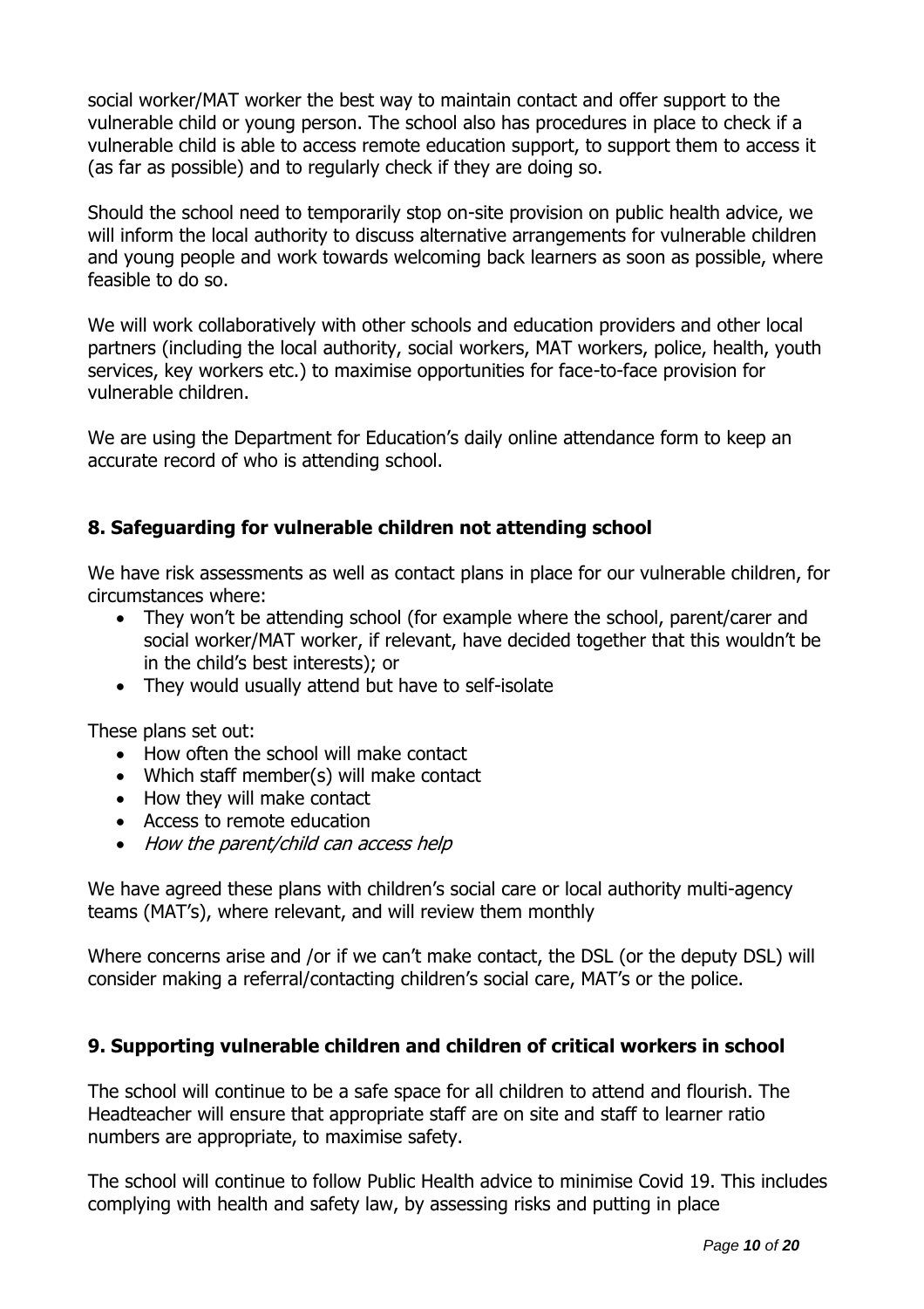social worker/MAT worker the best way to maintain contact and offer support to the vulnerable child or young person. The school also has procedures in place to check if a vulnerable child is able to access remote education support, to support them to access it (as far as possible) and to regularly check if they are doing so.

Should the school need to temporarily stop on-site provision on public health advice, we will inform the local authority to discuss alternative arrangements for vulnerable children and young people and work towards welcoming back learners as soon as possible, where feasible to do so.

We will work collaboratively with other schools and education providers and other local partners (including the local authority, social workers, MAT workers, police, health, youth services, key workers etc.) to maximise opportunities for face-to-face provision for vulnerable children.

We are using the Department for Education's daily online attendance form to keep an accurate record of who is attending school.

## 8. Safeguarding for vulnerable children not attending school

We have risk assessments as well as contact plans in place for our vulnerable children, for circumstances where:

- They won't be attending school (for example where the school, parent/carer and social worker/MAT worker, if relevant, have decided together that this wouldn't be in the child's best interests); or
- They would usually attend but have to self-isolate

These plans set out:

- How often the school will make contact
- Which staff member(s) will make contact
- How they will make contact
- Access to remote education
- *How the parent/child can access help*

We have agreed these plans with children's social care or local authority multi-agency teams (MAT's), where relevant, and will review them monthly

Where concerns arise and /or if we can't make contact, the DSL (or the deputy DSL) will consider making a referral/contacting children's social care, MAT's or the police.

## 9. Supporting vulnerable children and children of critical workers in school

The school will continue to be a safe space for all children to attend and flourish. The Headteacher will ensure that appropriate staff are on site and staff to learner ratio numbers are appropriate, to maximise safety.

The school will continue to follow Public Health advice to minimise Covid 19. This includes complying with health and safety law, by assessing risks and putting in place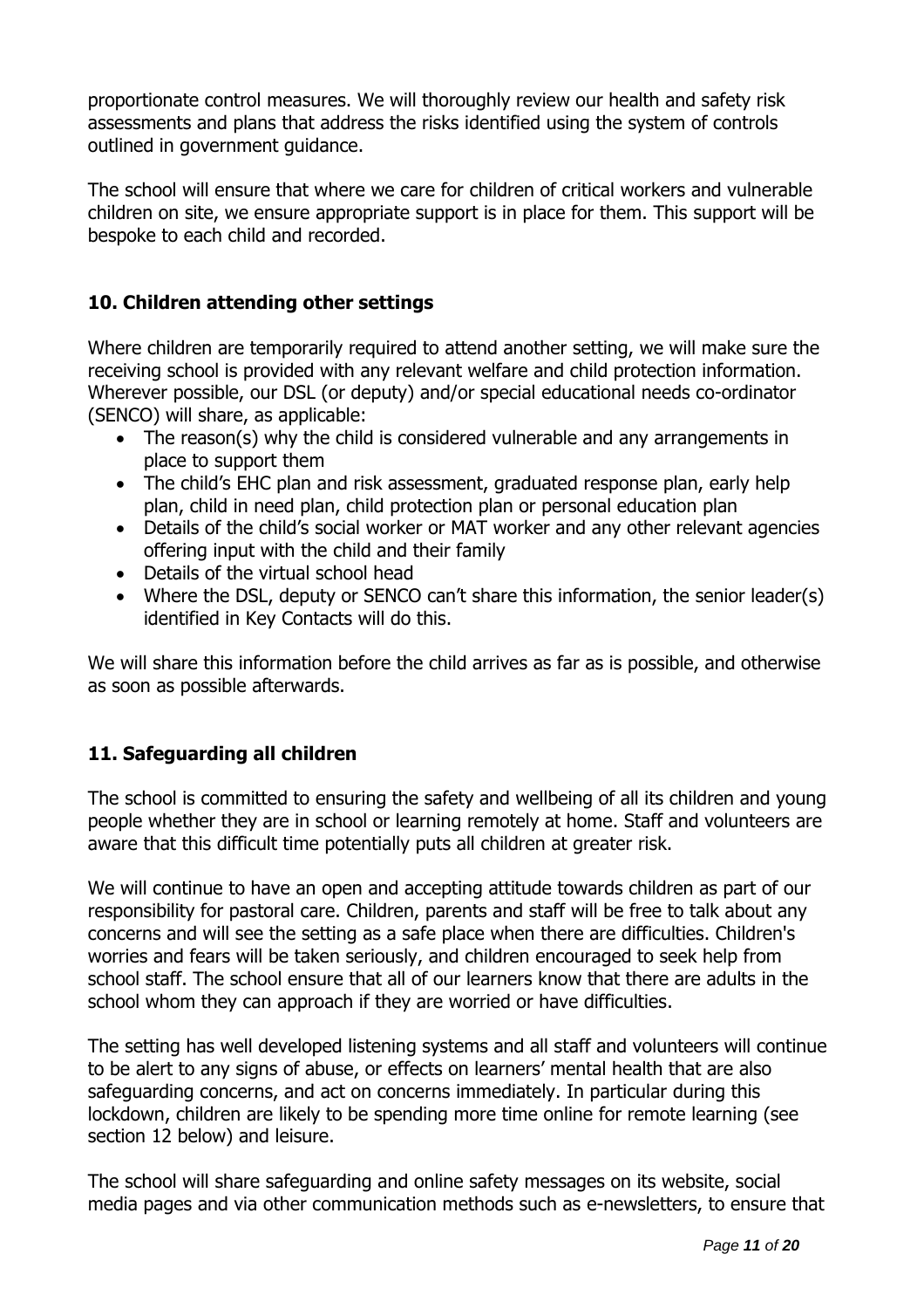proportionate control measures. We will thoroughly review our health and safety risk assessments and plans that address the risks identified using the system of controls outlined in government guidance.

The school will ensure that where we care for children of critical workers and vulnerable children on site, we ensure appropriate support is in place for them. This support will be bespoke to each child and recorded.

## 10. Children attending other settings

Where children are temporarily required to attend another setting, we will make sure the receiving school is provided with any relevant welfare and child protection information. Wherever possible, our DSL (or deputy) and/or special educational needs co-ordinator (SENCO) will share, as applicable:

- The reason(s) why the child is considered vulnerable and any arrangements in place to support them
- The child's EHC plan and risk assessment, graduated response plan, early help plan, child in need plan, child protection plan or personal education plan
- Details of the child's social worker or MAT worker and any other relevant agencies offering input with the child and their family
- Details of the virtual school head
- Where the DSL, deputy or SENCO can't share this information, the senior leader(s) identified in Key Contacts will do this.

We will share this information before the child arrives as far as is possible, and otherwise as soon as possible afterwards.

## 11. Safeguarding all children

The school is committed to ensuring the safety and wellbeing of all its children and young people whether they are in school or learning remotely at home. Staff and volunteers are aware that this difficult time potentially puts all children at greater risk.

We will continue to have an open and accepting attitude towards children as part of our responsibility for pastoral care. Children, parents and staff will be free to talk about any concerns and will see the setting as a safe place when there are difficulties. Children's worries and fears will be taken seriously, and children encouraged to seek help from school staff. The school ensure that all of our learners know that there are adults in the school whom they can approach if they are worried or have difficulties.

The setting has well developed listening systems and all staff and volunteers will continue to be alert to any signs of abuse, or effects on learners' mental health that are also safeguarding concerns, and act on concerns immediately. In particular during this lockdown, children are likely to be spending more time online for remote learning (see section 12 below) and leisure.

The school will share safeguarding and online safety messages on its website, social media pages and via other communication methods such as e-newsletters, to ensure that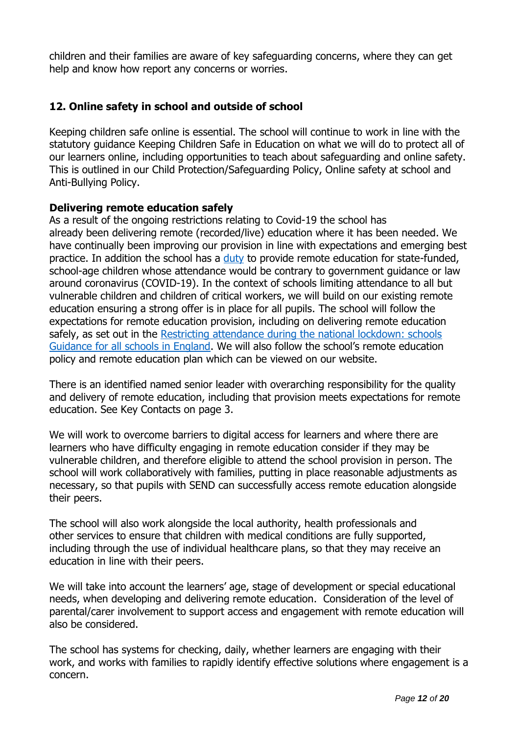children and their families are aware of key safeguarding concerns, where they can get help and know how report any concerns or worries.

## 12. Online safety in school and outside of school

Keeping children safe online is essential. The school will continue to work in line with the statutory guidance Keeping Children Safe in Education on what we will do to protect all of our learners online, including opportunities to teach about safeguarding and online safety. This is outlined in our Child Protection/Safeguarding Policy, Online safety at school and Anti-Bullying Policy.

### Delivering remote education safely

As a result of the ongoing restrictions relating to Covid-19 the school has already been delivering remote (recorded/live) education where it has been needed. We have continually been improving our provision in line with expectations and emerging best practice. In addition the school has a duty to provide remote education for state-funded, school-age children whose attendance would be contrary to government guidance or law around coronavirus (COVID-19). In the context of schools limiting attendance to all but vulnerable children and children of critical workers, we will build on our existing remote education ensuring a strong offer is in place for all pupils. The school will follow the expectations for remote education provision, including on delivering remote education safely, as set out in the Restricting attendance during the national lockdown: schools Guidance for all schools in England. We will also follow the school's remote education policy and remote education plan which can be viewed on our website.

There is an identified named senior leader with overarching responsibility for the quality and delivery of remote education, including that provision meets expectations for remote education. See Key Contacts on page 3.

We will work to overcome barriers to digital access for learners and where there are learners who have difficulty engaging in remote education consider if they may be vulnerable children, and therefore eligible to attend the school provision in person. The school will work collaboratively with families, putting in place reasonable adjustments as necessary, so that pupils with SEND can successfully access remote education alongside their peers.

The school will also work alongside the local authority, health professionals and other services to ensure that children with medical conditions are fully supported, including through the use of individual healthcare plans, so that they may receive an education in line with their peers.

We will take into account the learners' age, stage of development or special educational needs, when developing and delivering remote education. Consideration of the level of parental/carer involvement to support access and engagement with remote education will also be considered.

The school has systems for checking, daily, whether learners are engaging with their work, and works with families to rapidly identify effective solutions where engagement is a concern.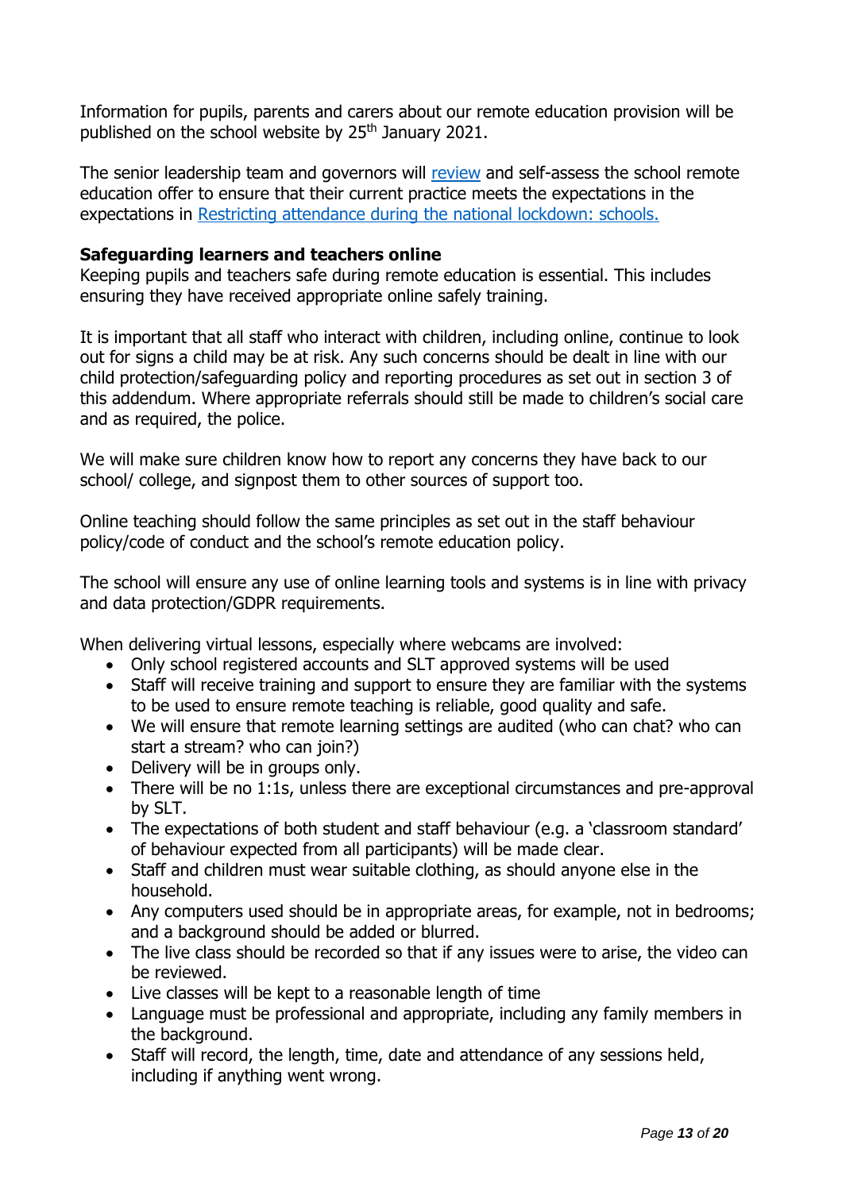Information for pupils, parents and carers about our remote education provision will be published on the school website by 25th January 2021.

The senior leadership team and governors will [review](review) and self-assess the school remote education offer to ensure that their current practice meets the expectations in the expectations in [Restricting attendance during the national lockdown: schools.](Restricting attendance during the national lockdown: schools.)

**Safeguarding learners and teachers online**

Keeping pupils and teachers safe during remote education is essential. This includes ensuring they have received appropriate online safely training.

It is important that all staff who interact with children, including online, continue to look out for signs a child may be at risk. Any such concerns should be dealt in line with our child protection/safeguarding policy and reporting procedures as set out in section 3 of this addendum. Where appropriate referrals should still be made to children's social care and as required, the police.

We will make sure children know how to report any concerns they have back to our school/ college, and signpost them to other sources of support too.

Online teaching should follow the same principles as set out in the staff behaviour policy/code of conduct and the school's remote education policy.

The school will ensure any use of online learning tools and systems is in line with privacy and data protection/GDPR requirements.

When delivering virtual lessons, especially where webcams are involved:

- Only school registered accounts and SLT approved systems will be used
- Staff will receive training and support to ensure they are familiar with the systems to be used to ensure remote teaching is reliable, good quality and safe.
- We will ensure that remote learning settings are audited (who can chat? who can start a stream? who can join?)
- Delivery will be in groups only.
- There will be no 1:1s, unless there are exceptional circumstances and pre-approval by SLT.
- The expectations of both student and staff behaviour (e.g. a 'classroom standard' of behaviour expected from all participants) will be made clear.
- Staff and children must wear suitable clothing, as should anyone else in the household.
- Any computers used should be in appropriate areas, for example, not in bedrooms; and a background should be added or blurred.
- The live class should be recorded so that if any issues were to arise, the video can be reviewed.
- Live classes will be kept to a reasonable length of time
- Language must be professional and appropriate, including any family members in the background.
- Staff will record, the length, time, date and attendance of any sessions held, including if anything went wrong.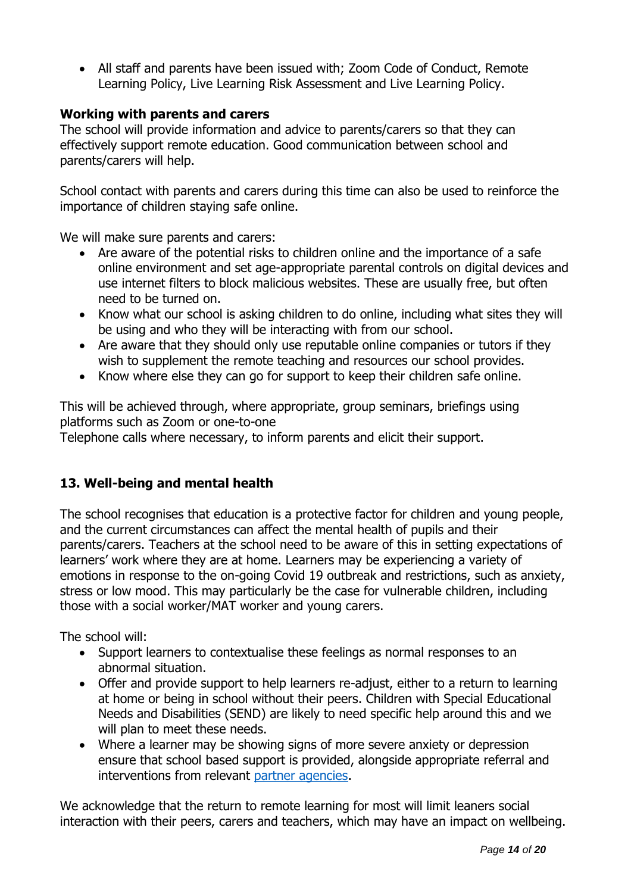- All staff and parents have been issued with; Zoom Code of Conduct, Remote Learning Policy, Live Learning Risk Assessment and Live Learning Policy.

**Working with parents and carers**

The school will provide information and advice to parents/carers so that they can effectively support remote education. Good communication between school and parents/carers will help.

School contact with parents and carers during this time can also be used to reinforce the importance of children staying safe online.

We will make sure parents and carers:

- Are aware of the potential risks to children online and the importance of a safe online environment and set age-appropriate parental controls on digital devices and use internet filters to block malicious websites. These are usually free, but often need to be turned on.
- Know what our school is asking children to do online, including what sites they will be using and who they will be interacting with from our school.
- Are aware that they should only use reputable online companies or tutors if they wish to supplement the remote teaching and resources our school provides.
- Know where else they can go for support to keep their children safe online.

This will be achieved through, where appropriate, group seminars, briefings using platforms such as Zoom or one-to-one
Telephone calls where necessary, to inform parents and elicit their support.

## 13. Well-being and mental health

The school recognises that education is a protective factor for children and young people, and the current circumstances can affect the mental health of pupils and their parents/carers. Teachers at the school need to be aware of this in setting expectations of learners' work where they are at home. Learners may be experiencing a variety of emotions in response to the on-going Covid 19 outbreak and restrictions, such as anxiety, stress or low mood. This may particularly be the case for vulnerable children, including those with a social worker/MAT worker and young carers.

The school will:

- Support learners to contextualise these feelings as normal responses to an abnormal situation.
- Offer and provide support to help learners re-adjust, either to a return to learning at home or being in school without their peers. Children with Special Educational Needs and Disabilities (SEND) are likely to need specific help around this and we will plan to meet these needs.
- Where a learner may be showing signs of more severe anxiety or depression ensure that school based support is provided, alongside appropriate referral and interventions from relevant partner agencies.

We acknowledge that the return to remote learning for most will limit leaners social interaction with their peers, carers and teachers, which may have an impact on wellbeing.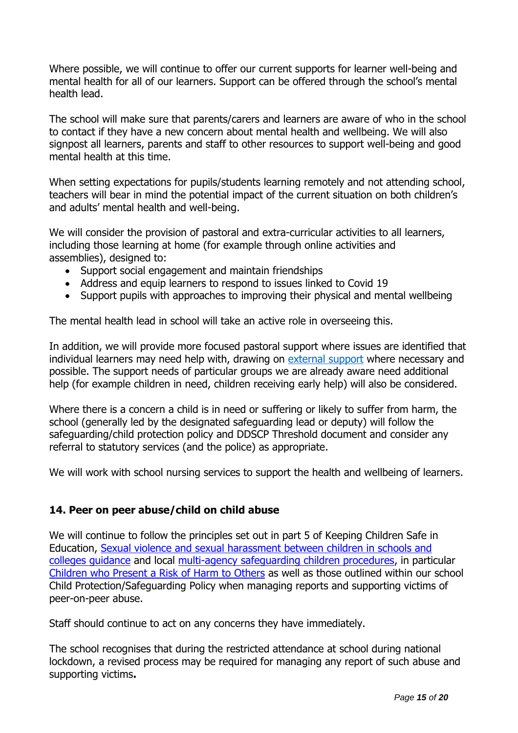Where possible, we will continue to offer our current supports for learner well-being and mental health for all of our learners. Support can be offered through the school's mental health lead.

The school will make sure that parents/carers and learners are aware of who in the school to contact if they have a new concern about mental health and wellbeing. We will also signpost all learners, parents and staff to other resources to support well-being and good mental health at this time.

When setting expectations for pupils/students learning remotely and not attending school, teachers will bear in mind the potential impact of the current situation on both children's and adults' mental health and well-being.

We will consider the provision of pastoral and extra-curricular activities to all learners, including those learning at home (for example through online activities and assemblies), designed to:

- Support social engagement and maintain friendships
- Address and equip learners to respond to issues linked to Covid 19
- Support pupils with approaches to improving their physical and mental wellbeing

The mental health lead in school will take an active role in overseeing this.

In addition, we will provide more focused pastoral support where issues are identified that individual learners may need help with, drawing on external support where necessary and possible. The support needs of particular groups we are already aware need additional help (for example children in need, children receiving early help) will also be considered.

Where there is a concern a child is in need or suffering or likely to suffer from harm, the school (generally led by the designated safeguarding lead or deputy) will follow the safeguarding/child protection policy and DDSCP Threshold document and consider any referral to statutory services (and the police) as appropriate.

We will work with school nursing services to support the health and wellbeing of learners.

## 14. Peer on peer abuse/child on child abuse

We will continue to follow the principles set out in part 5 of Keeping Children Safe in Education, Sexual violence and sexual harassment between children in schools and colleges guidance and local multi-agency safeguarding children procedures, in particular Children who Present a Risk of Harm to Others as well as those outlined within our school Child Protection/Safeguarding Policy when managing reports and supporting victims of peer-on-peer abuse.

Staff should continue to act on any concerns they have immediately.

The school recognises that during the restricted attendance at school during national lockdown, a revised process may be required for managing any report of such abuse and supporting victims**.**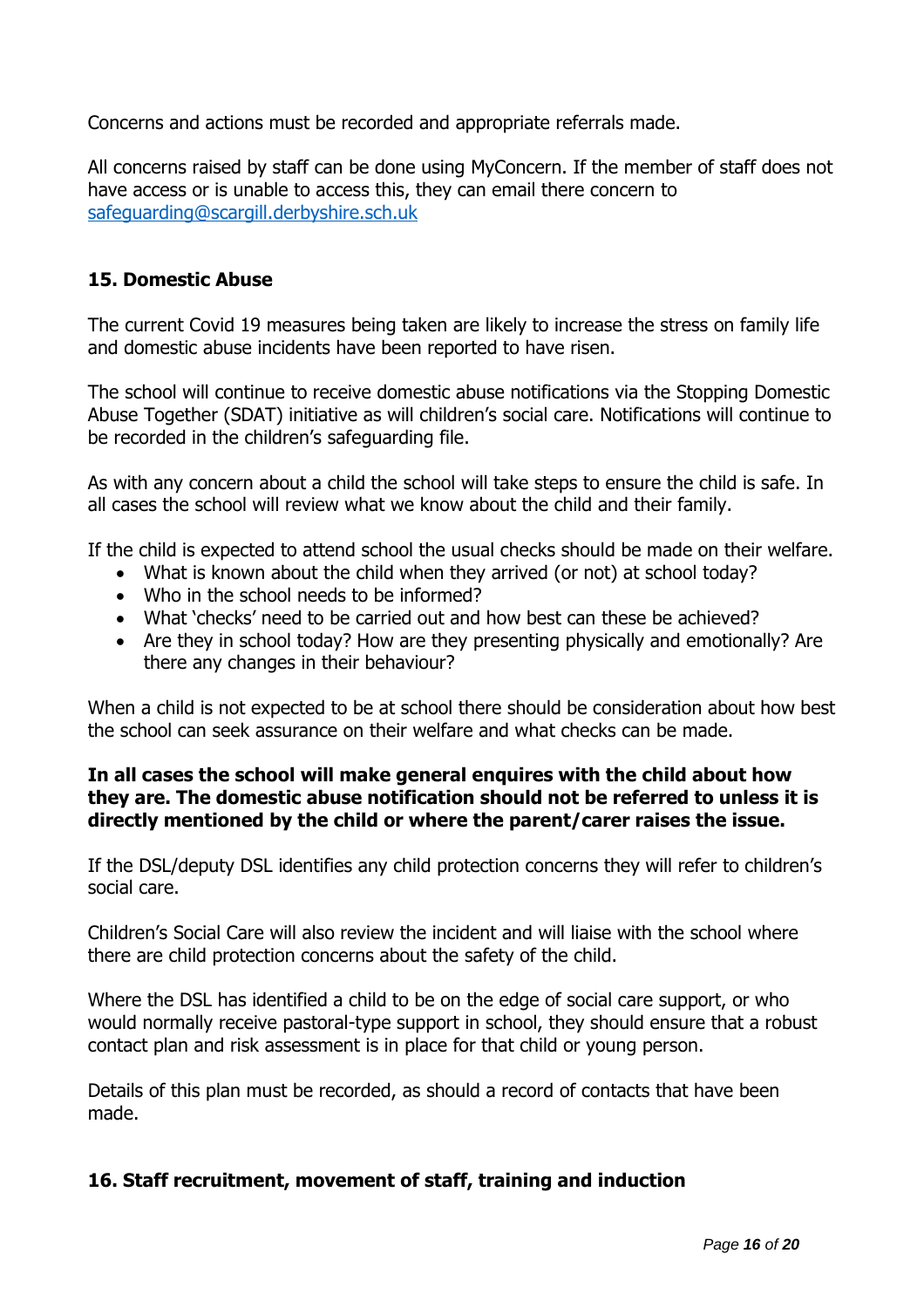Concerns and actions must be recorded and appropriate referrals made.

All concerns raised by staff can be done using MyConcern. If the member of staff does not have access or is unable to access this, they can email there concern to [safeguarding@scargill.derbyshire.sch.uk](mailto:safeguarding@scargill.derbyshire.sch.uk)

## 15. Domestic Abuse

The current Covid 19 measures being taken are likely to increase the stress on family life and domestic abuse incidents have been reported to have risen.

The school will continue to receive domestic abuse notifications via the Stopping Domestic Abuse Together (SDAT) initiative as will children's social care. Notifications will continue to be recorded in the children's safeguarding file.

As with any concern about a child the school will take steps to ensure the child is safe. In all cases the school will review what we know about the child and their family.

If the child is expected to attend school the usual checks should be made on their welfare.

- What is known about the child when they arrived (or not) at school today?
- Who in the school needs to be informed?
- What 'checks' need to be carried out and how best can these be achieved?
- Are they in school today? How are they presenting physically and emotionally? Are there any changes in their behaviour?

When a child is not expected to be at school there should be consideration about how best the school can seek assurance on their welfare and what checks can be made.

**In all cases the school will make general enquires with the child about how they are. The domestic abuse notification should not be referred to unless it is directly mentioned by the child or where the parent/carer raises the issue.**

If the DSL/deputy DSL identifies any child protection concerns they will refer to children's social care.

Children's Social Care will also review the incident and will liaise with the school where there are child protection concerns about the safety of the child.

Where the DSL has identified a child to be on the edge of social care support, or who would normally receive pastoral-type support in school, they should ensure that a robust contact plan and risk assessment is in place for that child or young person.

Details of this plan must be recorded, as should a record of contacts that have been made.

## 16. Staff recruitment, movement of staff, training and induction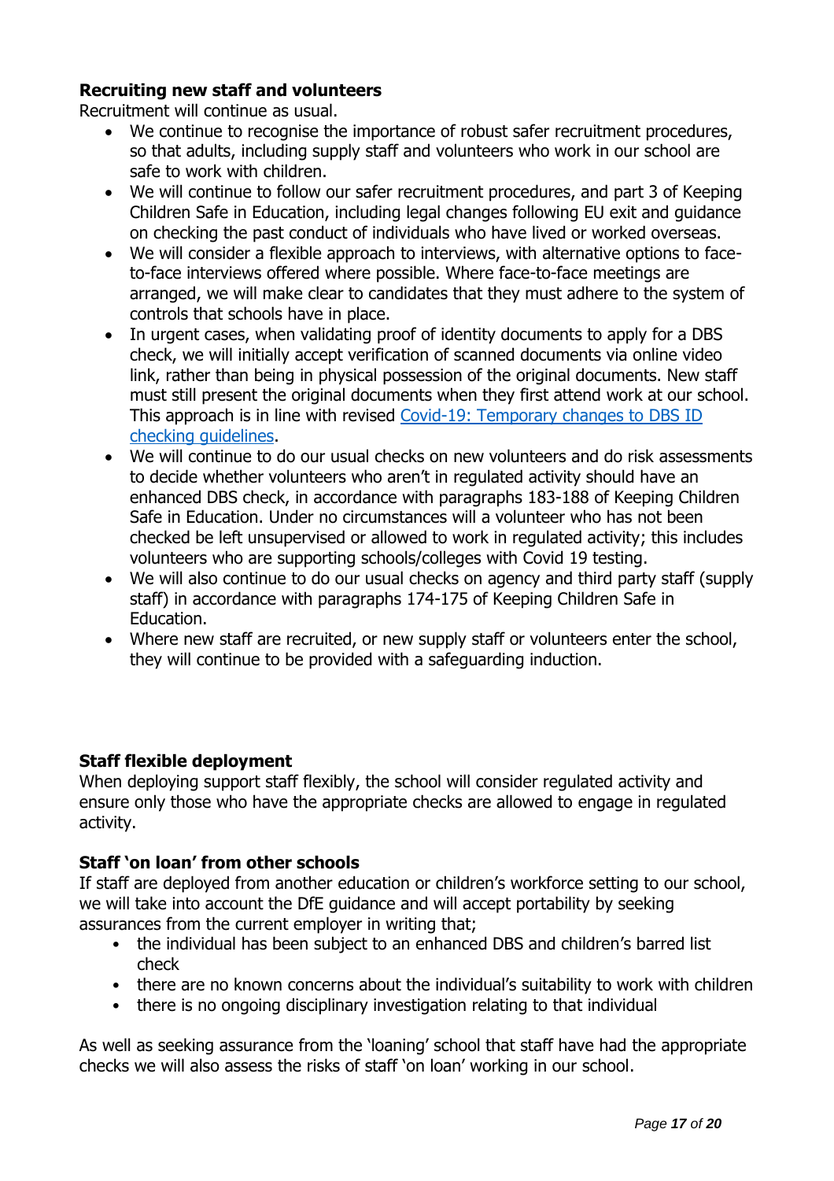**Recruiting new staff and volunteers**

Recruitment will continue as usual.

- We continue to recognise the importance of robust safer recruitment procedures, so that adults, including supply staff and volunteers who work in our school are safe to work with children.
- We will continue to follow our safer recruitment procedures, and part 3 of Keeping Children Safe in Education, including legal changes following EU exit and guidance on checking the past conduct of individuals who have lived or worked overseas.
- We will consider a flexible approach to interviews, with alternative options to face-to-face interviews offered where possible. Where face-to-face meetings are arranged, we will make clear to candidates that they must adhere to the system of controls that schools have in place.
- In urgent cases, when validating proof of identity documents to apply for a DBS check, we will initially accept verification of scanned documents via online video link, rather than being in physical possession of the original documents. New staff must still present the original documents when they first attend work at our school. This approach is in line with revised [Covid-19: Temporary changes to DBS ID checking guidelines](#).
- We will continue to do our usual checks on new volunteers and do risk assessments to decide whether volunteers who aren't in regulated activity should have an enhanced DBS check, in accordance with paragraphs 183-188 of Keeping Children Safe in Education. Under no circumstances will a volunteer who has not been checked be left unsupervised or allowed to work in regulated activity; this includes volunteers who are supporting schools/colleges with Covid 19 testing.
- We will also continue to do our usual checks on agency and third party staff (supply staff) in accordance with paragraphs 174-175 of Keeping Children Safe in Education.
- Where new staff are recruited, or new supply staff or volunteers enter the school, they will continue to be provided with a safeguarding induction.

**Staff flexible deployment**

When deploying support staff flexibly, the school will consider regulated activity and ensure only those who have the appropriate checks are allowed to engage in regulated activity.

**Staff 'on loan' from other schools**

If staff are deployed from another education or children's workforce setting to our school, we will take into account the DfE guidance and will accept portability by seeking assurances from the current employer in writing that;

- the individual has been subject to an enhanced DBS and children's barred list check
- there are no known concerns about the individual's suitability to work with children
- there is no ongoing disciplinary investigation relating to that individual

As well as seeking assurance from the 'loaning' school that staff have had the appropriate checks we will also assess the risks of staff 'on loan' working in our school.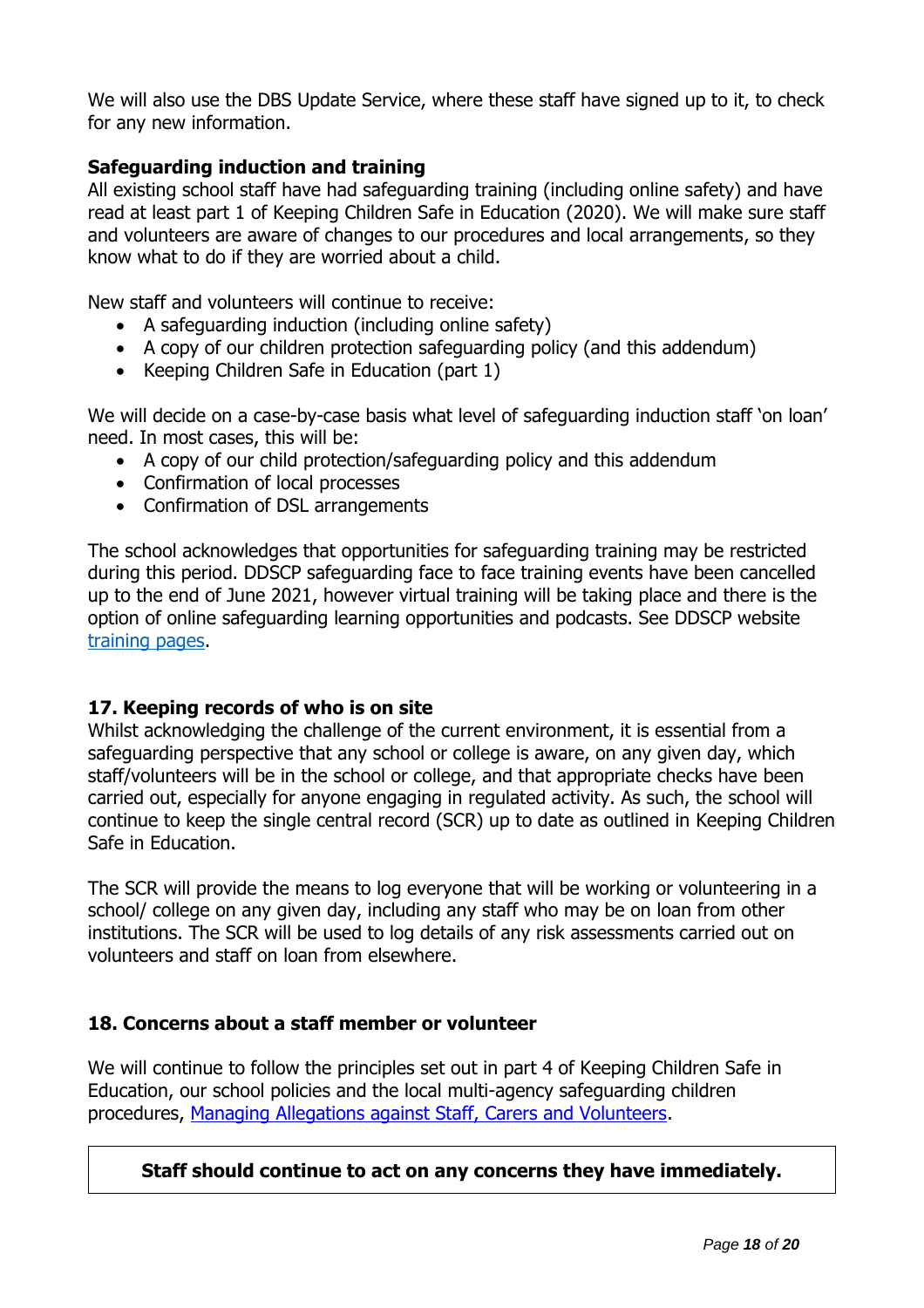We will also use the DBS Update Service, where these staff have signed up to it, to check for any new information.

**Safeguarding induction and training**

All existing school staff have had safeguarding training (including online safety) and have read at least part 1 of Keeping Children Safe in Education (2020). We will make sure staff and volunteers are aware of changes to our procedures and local arrangements, so they know what to do if they are worried about a child.

New staff and volunteers will continue to receive:

- A safeguarding induction (including online safety)
- A copy of our children protection safeguarding policy (and this addendum)
- Keeping Children Safe in Education (part 1)

We will decide on a case-by-case basis what level of safeguarding induction staff 'on loan' need. In most cases, this will be:

- A copy of our child protection/safeguarding policy and this addendum
- Confirmation of local processes
- Confirmation of DSL arrangements

The school acknowledges that opportunities for safeguarding training may be restricted during this period. DDSCP safeguarding face to face training events have been cancelled up to the end of June 2021, however virtual training will be taking place and there is the option of online safeguarding learning opportunities and podcasts. See DDSCP website [training pages](training pages).

### 17. Keeping records of who is on site

Whilst acknowledging the challenge of the current environment, it is essential from a safeguarding perspective that any school or college is aware, on any given day, which staff/volunteers will be in the school or college, and that appropriate checks have been carried out, especially for anyone engaging in regulated activity. As such, the school will continue to keep the single central record (SCR) up to date as outlined in Keeping Children Safe in Education.

The SCR will provide the means to log everyone that will be working or volunteering in a school/ college on any given day, including any staff who may be on loan from other institutions. The SCR will be used to log details of any risk assessments carried out on volunteers and staff on loan from elsewhere.

### 18. Concerns about a staff member or volunteer

We will continue to follow the principles set out in part 4 of Keeping Children Safe in Education, our school policies and the local multi-agency safeguarding children procedures, [Managing Allegations against Staff, Carers and Volunteers](Managing Allegations against Staff, Carers and Volunteers).

**Staff should continue to act on any concerns they have immediately.**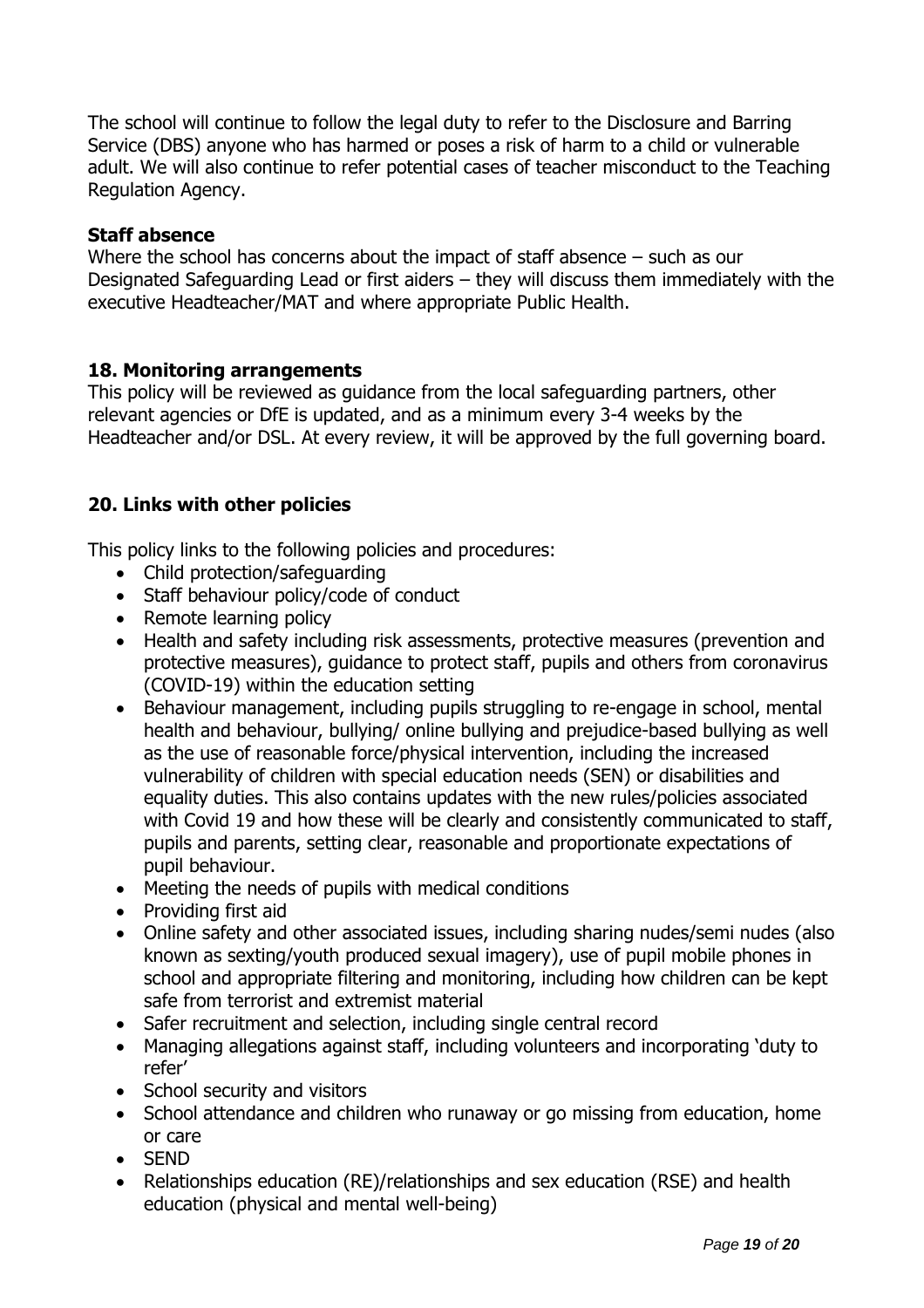The school will continue to follow the legal duty to refer to the Disclosure and Barring Service (DBS) anyone who has harmed or poses a risk of harm to a child or vulnerable adult. We will also continue to refer potential cases of teacher misconduct to the Teaching Regulation Agency.

**Staff absence**

Where the school has concerns about the impact of staff absence – such as our Designated Safeguarding Lead or first aiders – they will discuss them immediately with the executive Headteacher/MAT and where appropriate Public Health.

### 18. Monitoring arrangements

This policy will be reviewed as guidance from the local safeguarding partners, other relevant agencies or DfE is updated, and as a minimum every 3-4 weeks by the Headteacher and/or DSL. At every review, it will be approved by the full governing board.

### 20. Links with other policies

This policy links to the following policies and procedures:

- Child protection/safeguarding
- Staff behaviour policy/code of conduct
- Remote learning policy
- Health and safety including risk assessments, protective measures (prevention and protective measures), guidance to protect staff, pupils and others from coronavirus (COVID-19) within the education setting
- Behaviour management, including pupils struggling to re-engage in school, mental health and behaviour, bullying/ online bullying and prejudice-based bullying as well as the use of reasonable force/physical intervention, including the increased vulnerability of children with special education needs (SEN) or disabilities and equality duties. This also contains updates with the new rules/policies associated with Covid 19 and how these will be clearly and consistently communicated to staff, pupils and parents, setting clear, reasonable and proportionate expectations of pupil behaviour.
- Meeting the needs of pupils with medical conditions
- Providing first aid
- Online safety and other associated issues, including sharing nudes/semi nudes (also known as sexting/youth produced sexual imagery), use of pupil mobile phones in school and appropriate filtering and monitoring, including how children can be kept safe from terrorist and extremist material
- Safer recruitment and selection, including single central record
- Managing allegations against staff, including volunteers and incorporating 'duty to refer'
- School security and visitors
- School attendance and children who runaway or go missing from education, home or care
- SEND
- Relationships education (RE)/relationships and sex education (RSE) and health education (physical and mental well-being)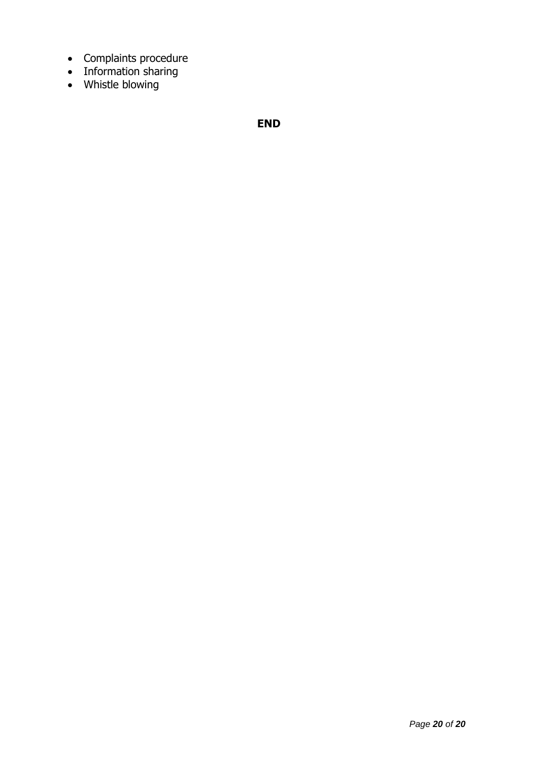- Complaints procedure
- Information sharing
- Whistle blowing

**END**